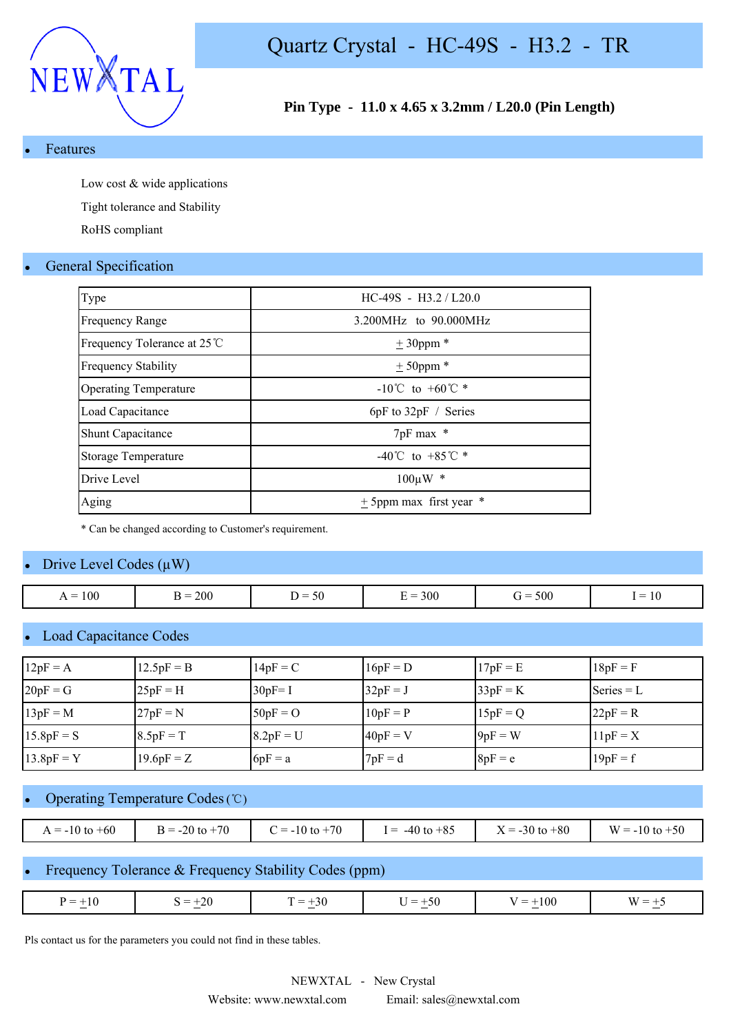NEWXTAL

# Quartz Crystal - HC-49S - H3.2 - TR

**Pin Type - 11.0 x 4.65 x 3.2mm / L20.0 (Pin Length)**

## Features

Low cost & wide applications

Tight tolerance and Stability

RoHS compliant

## General Specification

| Type | HC-49S - H3.2 / L20.0 |
|---|---|
| Frequency Range | 3.200MHz to 90.000MHz |
| Frequency Tolerance at 25℃ | ± 30ppm * |
| Frequency Stability | ± 50ppm * |
| Operating Temperature | -10℃ to +60℃ * |
| Load Capacitance | 6pF to 32pF / Series |
| Shunt Capacitance | 7pF max * |
| Storage Temperature | -40℃ to +85℃ * |
| Drive Level | 100μW * |
| Aging | ± 5ppm max first year * |

* Can be changed according to Customer's requirement.

## Drive Level Codes (μW)

| A = 100 | B = 200 | D = 50 | E = 300 | G = 500 | I = 10 |
|---|---|---|---|---|---|

## Load Capacitance Codes

| 12pF = A | 12.5pF = B | 14pF = C | 16pF = D | 17pF = E | 18pF = F |
|---|---|---|---|---|---|
| 20pF = G | 25pF = H | 30pF= I | 32pF = J | 33pF = K | Series = L |
| 13pF = M | 27pF = N | 50pF = O | 10pF = P | 15pF = Q | 22pF = R |
| 15.8pF = S | 8.5pF = T | 8.2pF = U | 40pF = V | 9pF = W | 11pF = X |
| 13.8pF = Y | 19.6pF = Z | 6pF = a | 7pF = d | 8pF = e | 19pF = f |

## Operating Temperature Codes (℃)

| A = -10 to +60 | B = -20 to +70 | C = -10 to +70 | I = -40 to +85 | X = -30 to +80 | W = -10 to +50 |
|---|---|---|---|---|---|

## Frequency Tolerance & Frequency Stability Codes (ppm)

| P = ±10 | S = ±20 | T = ±30 | U = ±50 | V = ±100 | W = ±5 |
|---|---|---|---|---|---|

Pls contact us for the parameters you could not find in these tables.

NEWXTAL - New Crystal

Website: www.newxtal.com Email: sales@newxtal.com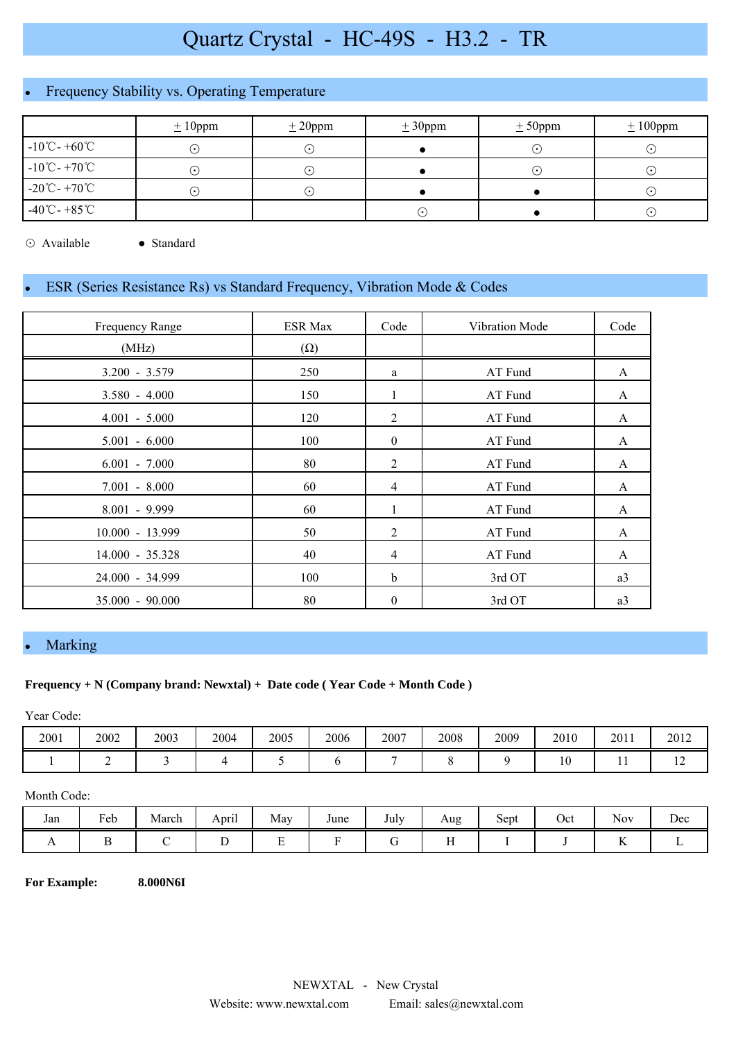# Quartz Crystal - HC-49S - H3.2 - TR

## • Frequency Stability vs. Operating Temperature

| | ±10ppm | ±20ppm | ±30ppm | ±50ppm | ±100ppm |
|---|---|---|---|---|---|
| -10℃- +60℃ | ⊙ | ⊙ | ● | ⊙ | ⊙ |
| -10℃- +70℃ | ⊙ | ⊙ | ● | ⊙ | ⊙ |
| -20℃- +70℃ | ⊙ | ⊙ | ● | ● | ⊙ |
| -40℃- +85℃ | | | ⊙ | ● | ⊙ |

⊙ Available ● Standard

## • ESR (Series Resistance Rs) vs Standard Frequency, Vibration Mode & Codes

| Frequency Range (MHz) | ESR Max (Ω) | Code | Vibration Mode | Code |
|---|---|---|---|---|
| 3.200 - 3.579 | 250 | a | AT Fund | A |
| 3.580 - 4.000 | 150 | 1 | AT Fund | A |
| 4.001 - 5.000 | 120 | 2 | AT Fund | A |
| 5.001 - 6.000 | 100 | 0 | AT Fund | A |
| 6.001 - 7.000 | 80 | 2 | AT Fund | A |
| 7.001 - 8.000 | 60 | 4 | AT Fund | A |
| 8.001 - 9.999 | 60 | 1 | AT Fund | A |
| 10.000 - 13.999 | 50 | 2 | AT Fund | A |
| 14.000 - 35.328 | 40 | 4 | AT Fund | A |
| 24.000 - 34.999 | 100 | b | 3rd OT | a3 |
| 35.000 - 90.000 | 80 | 0 | 3rd OT | a3 |

## • Marking

**Frequency + N (Company brand: Newxtal) + Date code ( Year Code + Month Code )**

Year Code:

| 2001 | 2002 | 2003 | 2004 | 2005 | 2006 | 2007 | 2008 | 2009 | 2010 | 2011 | 2012 |
|---|---|---|---|---|---|---|---|---|---|---|---|
| 1 | 2 | 3 | 4 | 5 | 6 | 7 | 8 | 9 | 10 | 11 | 12 |

Month Code:

| Jan | Feb | March | April | May | June | July | Aug | Sept | Oct | Nov | Dec |
|---|---|---|---|---|---|---|---|---|---|---|---|
| A | B | C | D | E | F | G | H | I | J | K | L |

**For Example:** **8.000N6I**

NEWXTAL - New Crystal

Website: www.newxtal.com Email: sales@newxtal.com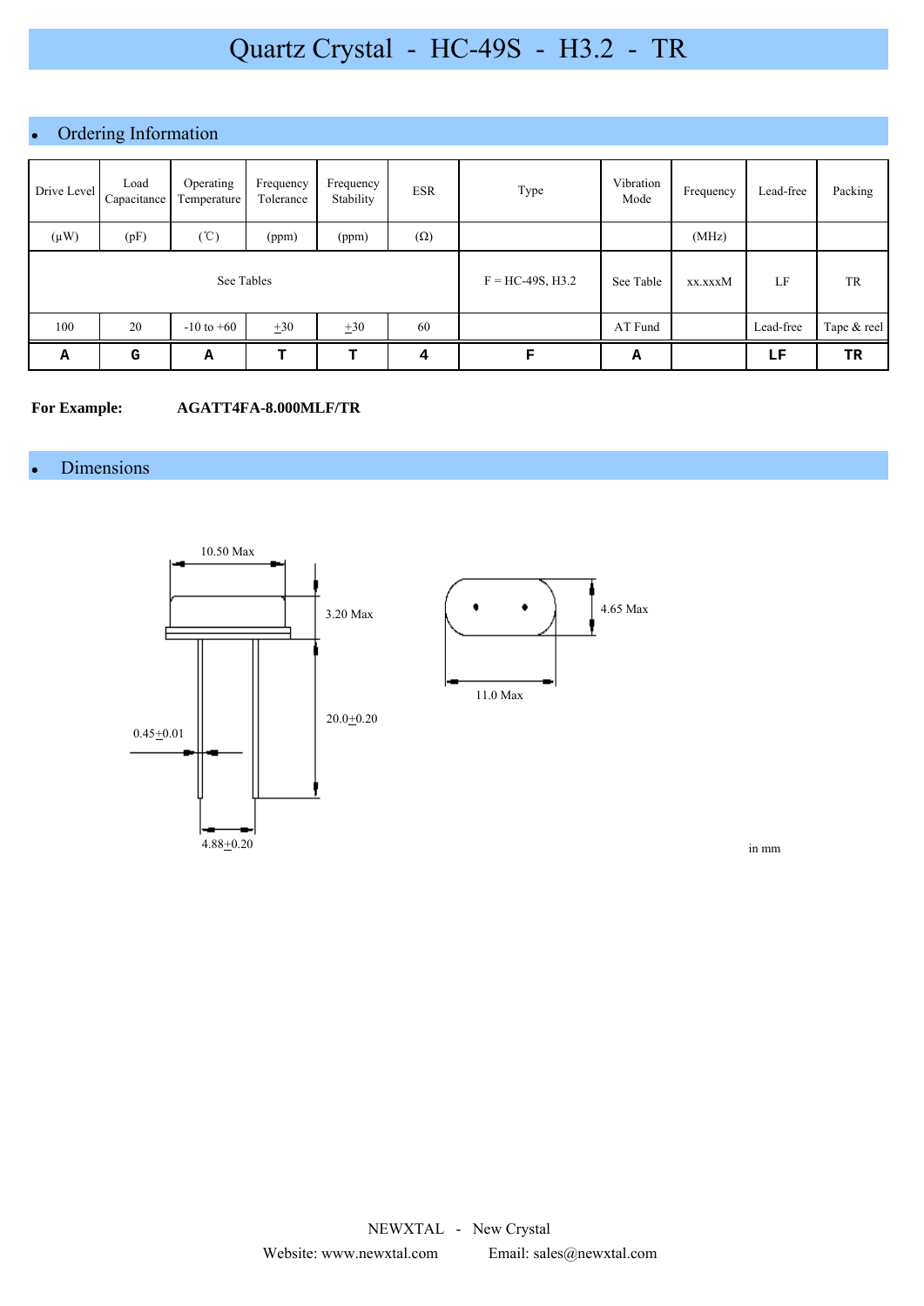# Quartz Crystal - HC-49S - H3.2 - TR

## Ordering Information

| Drive Level | Load Capacitance | Operating Temperature | Frequency Tolerance | Frequency Stability | ESR | Type | Vibration Mode | Frequency | Lead-free | Packing |
|---|---|---|---|---|---|---|---|---|---|---|
| (μW) | (pF) | (℃) | (ppm) | (ppm) | (Ω) | | | (MHz) | | |
| See Tables | | | | | | F = HC-49S, H3.2 | See Table | xx.xxxM | LF | TR |
| 100 | 20 | -10 to +60 | ±30 | ±30 | 60 | | AT Fund | | Lead-free | Tape & reel |
| **A** | **G** | **A** | **T** | **T** | **4** | **F** | **A** | | **LF** | **TR** |

**For Example:** **AGATT4FA-8.000MLF/TR**

## Dimensions

10.50 Max

3.20 Max

20.0±0.20

0.45±0.01

4.88±0.20

4.65 Max

11.0 Max

in mm

NEWXTAL - New Crystal

Website: www.newxtal.com Email: sales@newxtal.com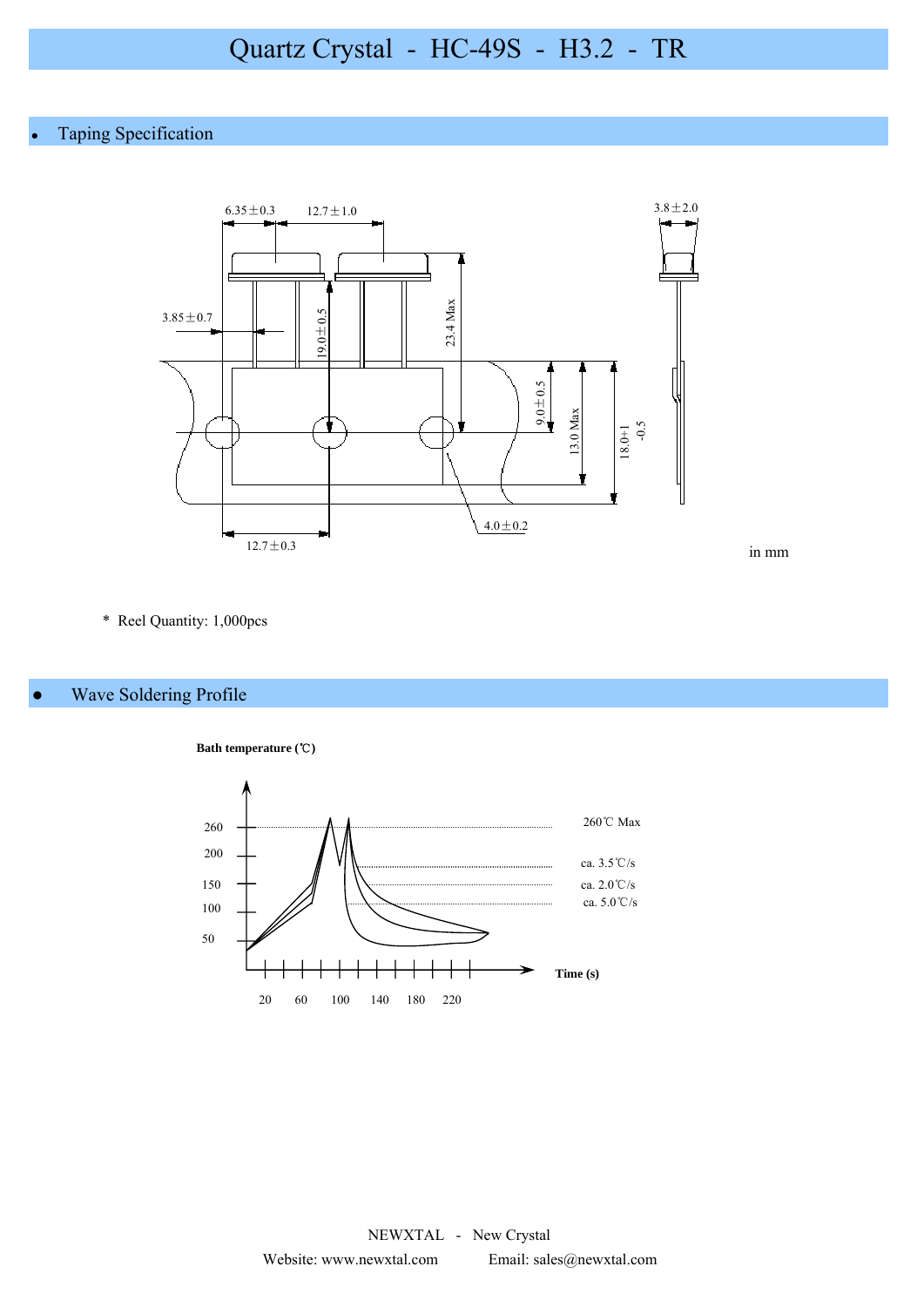# Quartz Crystal - HC-49S - H3.2 - TR

## • Taping Specification

6.35±0.3

12.7±1.0

3.8±2.0

3.85±0.7

19.0±0.5

23.4 Max

9.0±0.5

13.0 Max

18.0+1 -0.5

4.0±0.2

12.7±0.3

in mm

* Reel Quantity: 1,000pcs

## ● Wave Soldering Profile

Bath temperature (℃)

260

200

150

100

50

260℃ Max

ca. 3.5℃/s

ca. 2.0℃/s

ca. 5.0℃/s

Time (s)

20 60 100 140 180 220

NEWXTAL - New Crystal

Website: www.newxtal.com Email: sales@newxtal.com